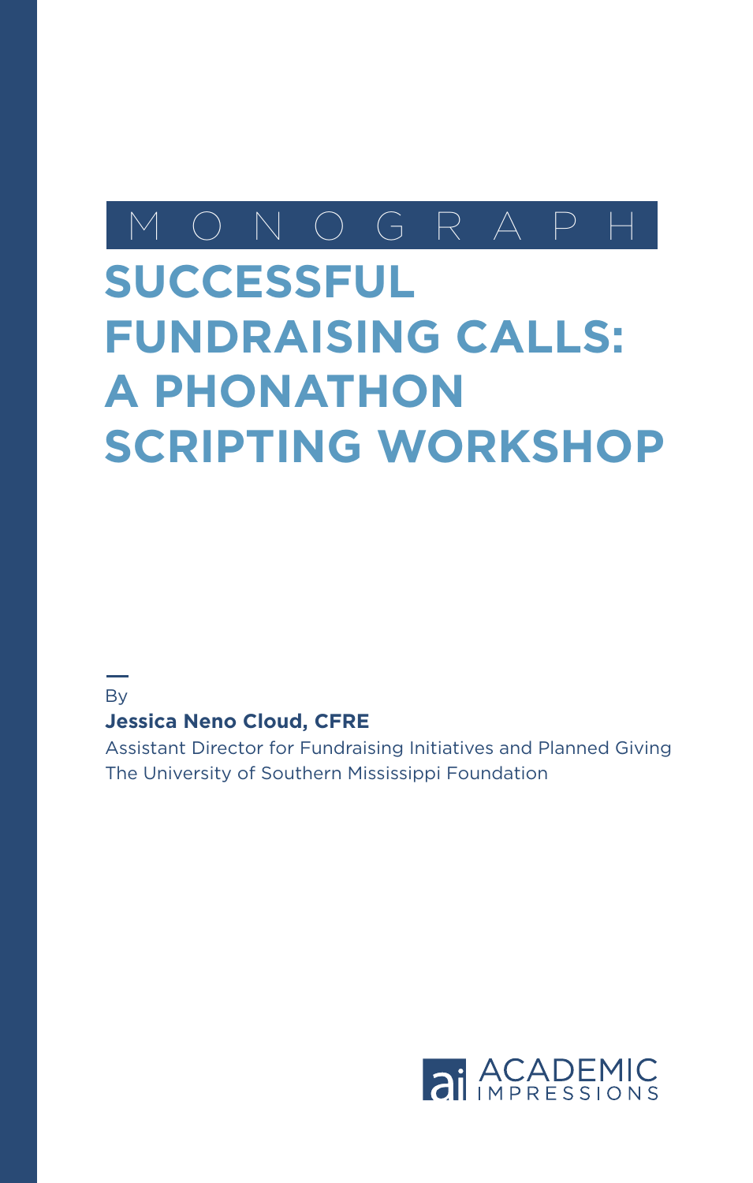MONOGRAPH

# SUCCESSFUL FUNDRAISING CALLS: A PHONATHON SCRIPTING WORKSHOP

By

**Jessica Neno Cloud, CFRE**

Assistant Director for Fundraising Initiatives and Planned Giving

The University of Southern Mississippi Foundation

ACADEMIC IMPRESSIONS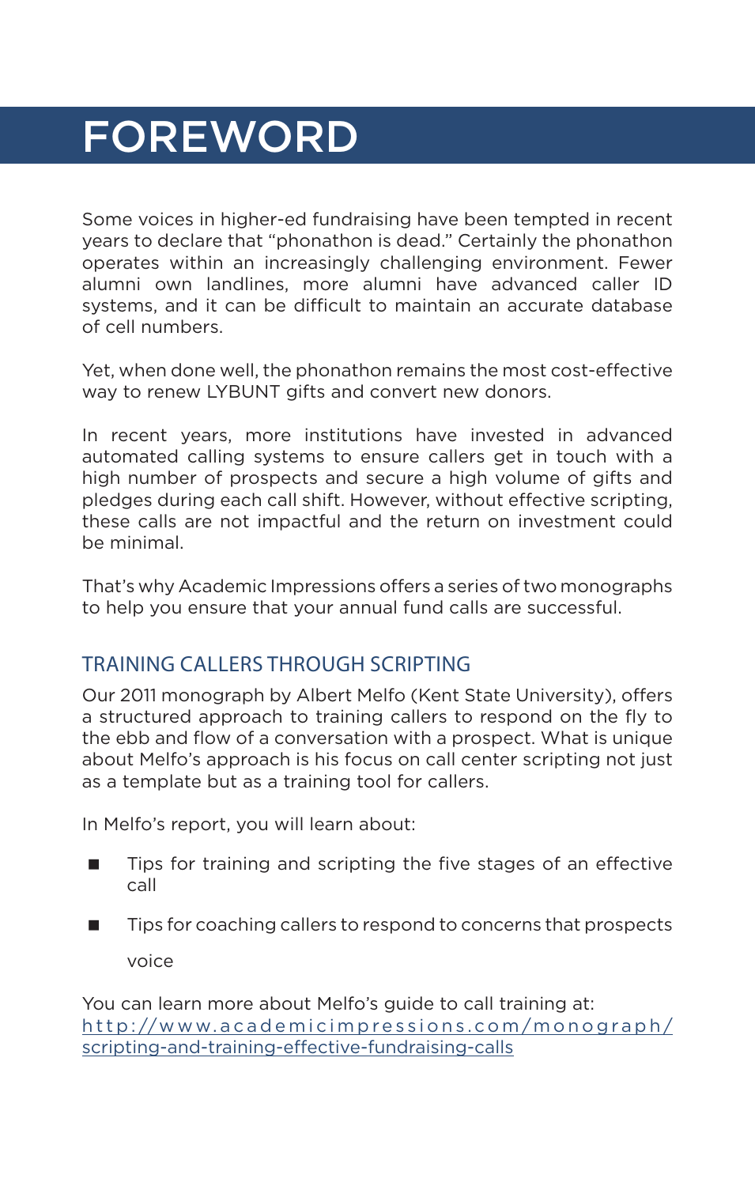# FOREWORD

Some voices in higher-ed fundraising have been tempted in recent years to declare that "phonathon is dead." Certainly the phonathon operates within an increasingly challenging environment. Fewer alumni own landlines, more alumni have advanced caller ID systems, and it can be difficult to maintain an accurate database of cell numbers.

Yet, when done well, the phonathon remains the most cost-effective way to renew LYBUNT gifts and convert new donors.

In recent years, more institutions have invested in advanced automated calling systems to ensure callers get in touch with a high number of prospects and secure a high volume of gifts and pledges during each call shift. However, without effective scripting, these calls are not impactful and the return on investment could be minimal.

That's why Academic Impressions offers a series of two monographs to help you ensure that your annual fund calls are successful.

## TRAINING CALLERS THROUGH SCRIPTING

Our 2011 monograph by Albert Melfo (Kent State University), offers a structured approach to training callers to respond on the fly to the ebb and flow of a conversation with a prospect. What is unique about Melfo's approach is his focus on call center scripting not just as a template but as a training tool for callers.

In Melfo's report, you will learn about:

- Tips for training and scripting the five stages of an effective call
- Tips for coaching callers to respond to concerns that prospects voice

You can learn more about Melfo's guide to call training at: http://www.academicimpressions.com/monograph/scripting-and-training-effective-fundraising-calls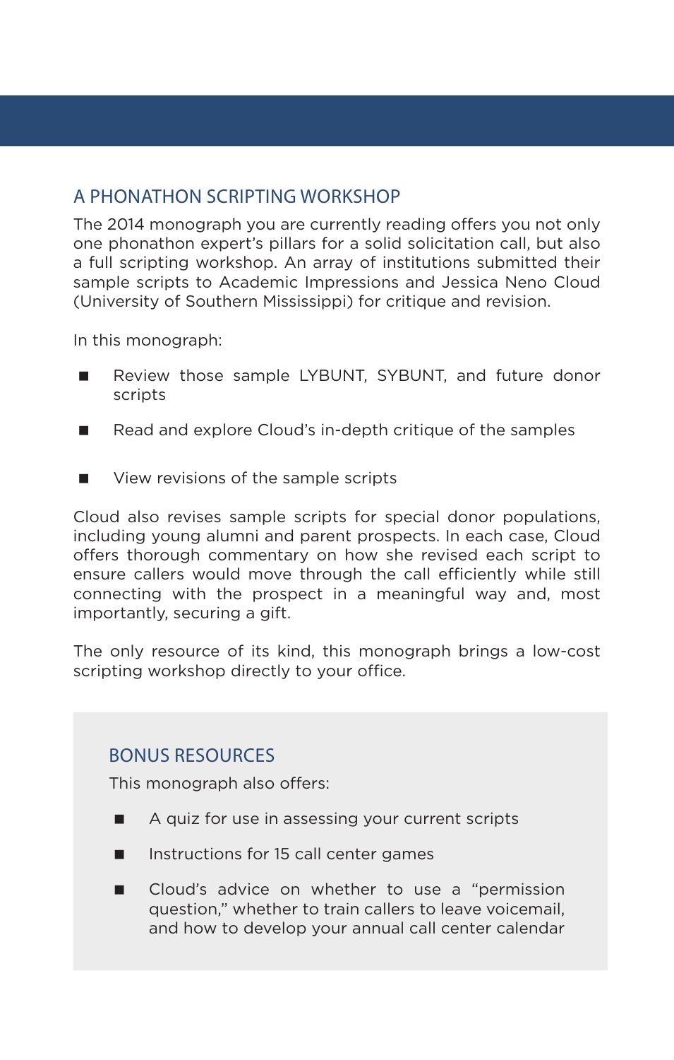## A PHONATHON SCRIPTING WORKSHOP

The 2014 monograph you are currently reading offers you not only one phonathon expert's pillars for a solid solicitation call, but also a full scripting workshop. An array of institutions submitted their sample scripts to Academic Impressions and Jessica Neno Cloud (University of Southern Mississippi) for critique and revision.

In this monograph:

- Review those sample LYBUNT, SYBUNT, and future donor scripts
- Read and explore Cloud's in-depth critique of the samples
- View revisions of the sample scripts

Cloud also revises sample scripts for special donor populations, including young alumni and parent prospects. In each case, Cloud offers thorough commentary on how she revised each script to ensure callers would move through the call efficiently while still connecting with the prospect in a meaningful way and, most importantly, securing a gift.

The only resource of its kind, this monograph brings a low-cost scripting workshop directly to your office.

## BONUS RESOURCES

This monograph also offers:

- A quiz for use in assessing your current scripts
- Instructions for 15 call center games
- Cloud's advice on whether to use a "permission question," whether to train callers to leave voicemail, and how to develop your annual call center calendar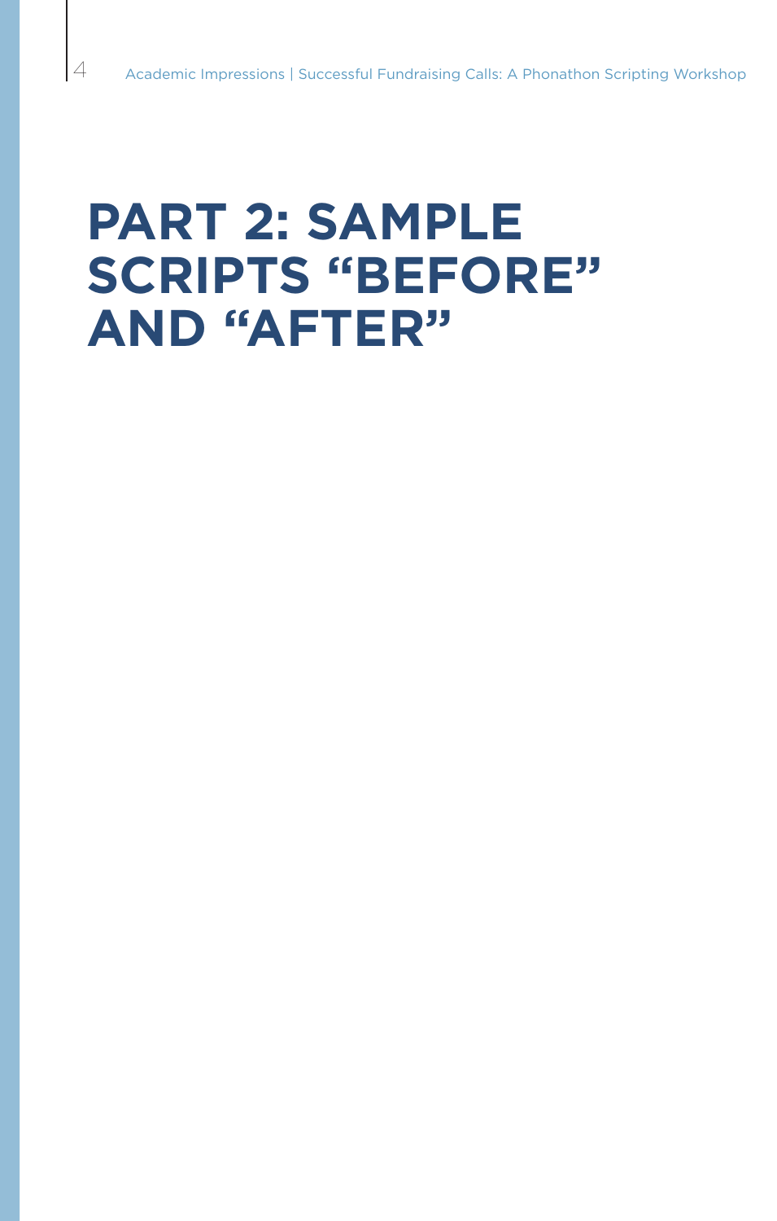# PART 2: SAMPLE SCRIPTS "BEFORE" AND "AFTER"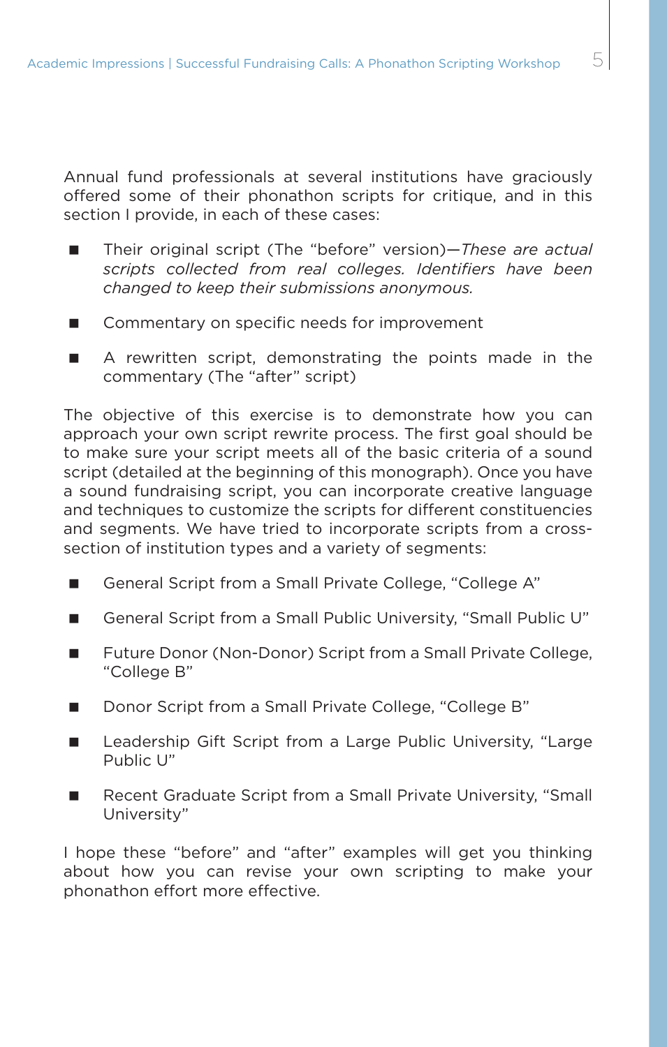Annual fund professionals at several institutions have graciously offered some of their phonathon scripts for critique, and in this section I provide, in each of these cases:

- Their original script (The "before" version)—*These are actual scripts collected from real colleges. Identifiers have been changed to keep their submissions anonymous.*
- Commentary on specific needs for improvement
- A rewritten script, demonstrating the points made in the commentary (The "after" script)

The objective of this exercise is to demonstrate how you can approach your own script rewrite process. The first goal should be to make sure your script meets all of the basic criteria of a sound script (detailed at the beginning of this monograph). Once you have a sound fundraising script, you can incorporate creative language and techniques to customize the scripts for different constituencies and segments. We have tried to incorporate scripts from a cross-section of institution types and a variety of segments:

- General Script from a Small Private College, "College A"
- General Script from a Small Public University, "Small Public U"
- Future Donor (Non-Donor) Script from a Small Private College, "College B"
- Donor Script from a Small Private College, "College B"
- Leadership Gift Script from a Large Public University, "Large Public U"
- Recent Graduate Script from a Small Private University, "Small University"

I hope these "before" and "after" examples will get you thinking about how you can revise your own scripting to make your phonathon effort more effective.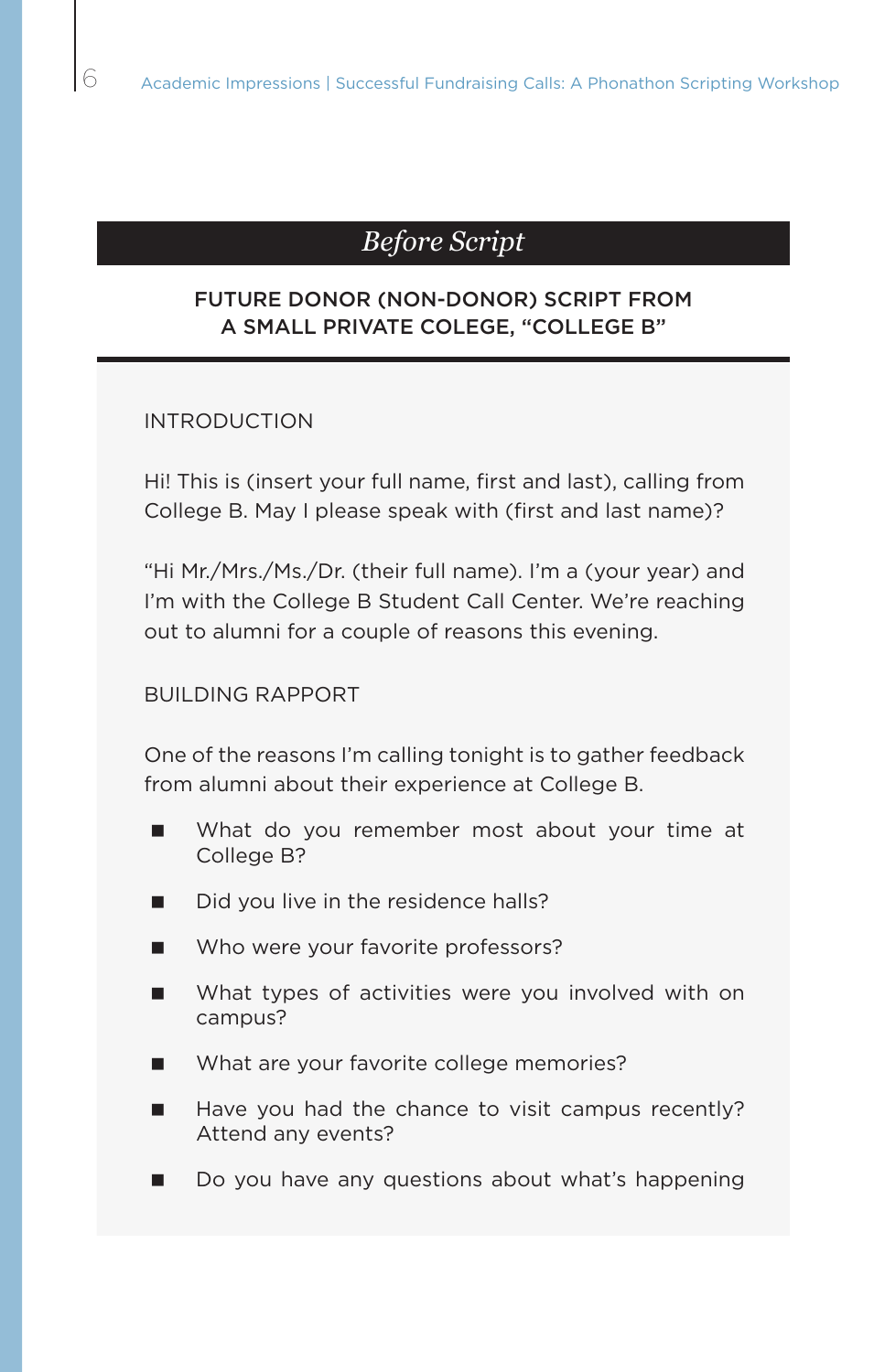## *Before Script*

### FUTURE DONOR (NON-DONOR) SCRIPT FROM A SMALL PRIVATE COLEGE, "COLLEGE B"

INTRODUCTION

Hi! This is (insert your full name, first and last), calling from College B. May I please speak with (first and last name)?

"Hi Mr./Mrs./Ms./Dr. (their full name). I'm a (your year) and I'm with the College B Student Call Center. We're reaching out to alumni for a couple of reasons this evening.

BUILDING RAPPORT

One of the reasons I'm calling tonight is to gather feedback from alumni about their experience at College B.

- What do you remember most about your time at College B?
- Did you live in the residence halls?
- Who were your favorite professors?
- What types of activities were you involved with on campus?
- What are your favorite college memories?
- Have you had the chance to visit campus recently? Attend any events?
- Do you have any questions about what's happening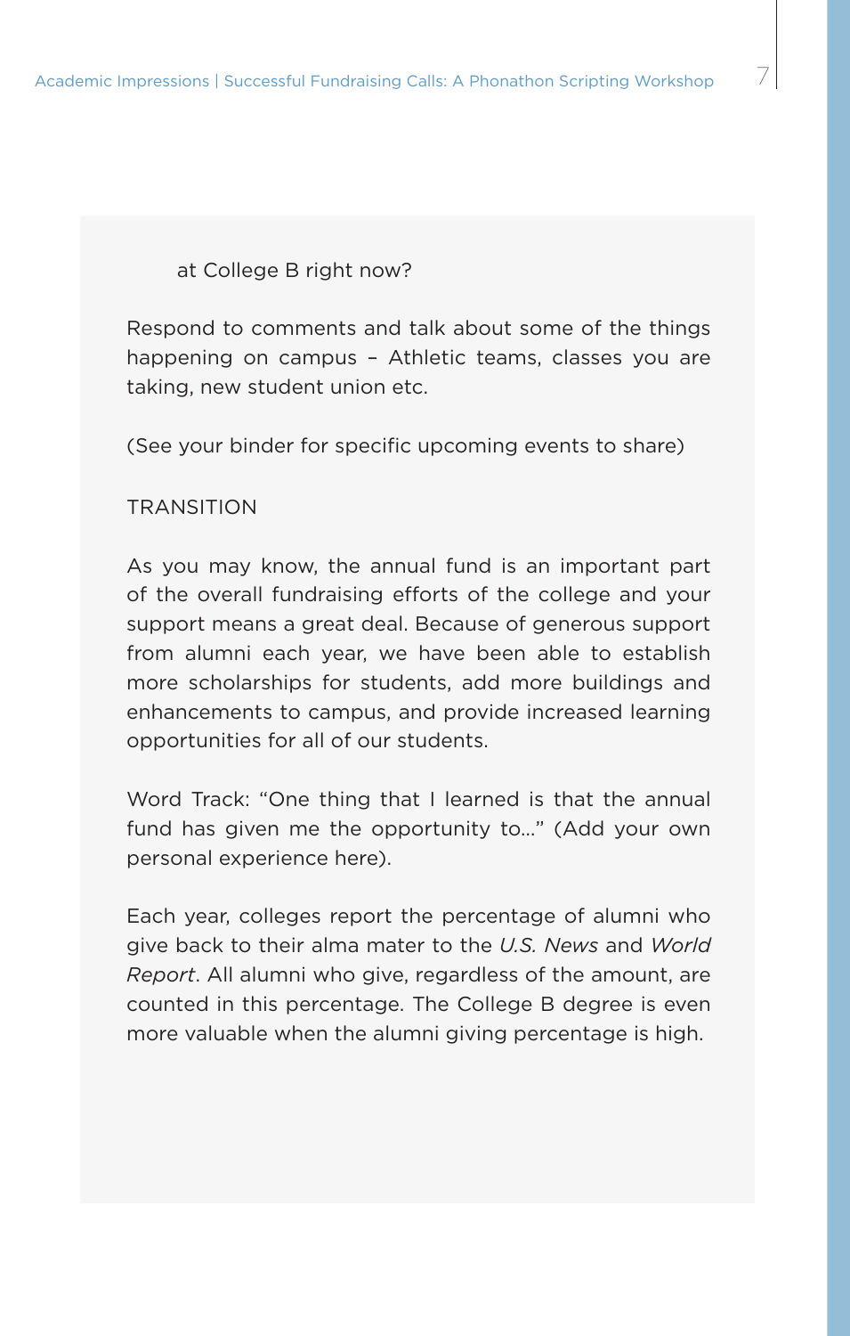at College B right now?

Respond to comments and talk about some of the things happening on campus – Athletic teams, classes you are taking, new student union etc.

(See your binder for specific upcoming events to share)

TRANSITION

As you may know, the annual fund is an important part of the overall fundraising efforts of the college and your support means a great deal. Because of generous support from alumni each year, we have been able to establish more scholarships for students, add more buildings and enhancements to campus, and provide increased learning opportunities for all of our students.

Word Track: "One thing that I learned is that the annual fund has given me the opportunity to..." (Add your own personal experience here).

Each year, colleges report the percentage of alumni who give back to their alma mater to the *U.S. News* and *World Report*. All alumni who give, regardless of the amount, are counted in this percentage. The College B degree is even more valuable when the alumni giving percentage is high.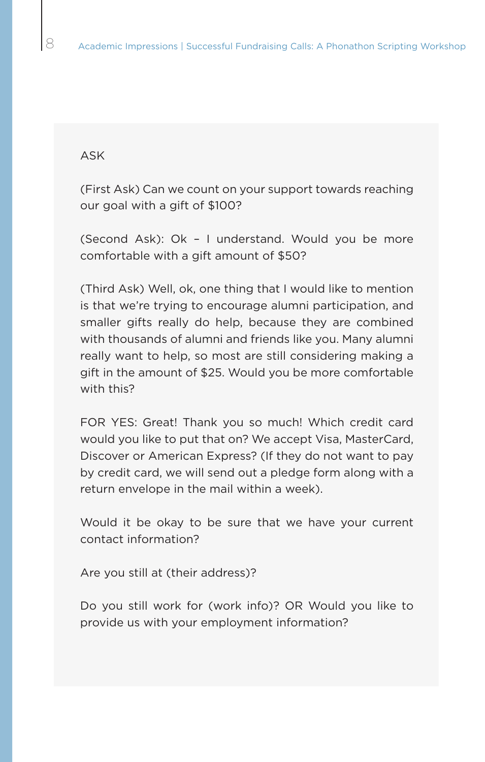ASK

(First Ask) Can we count on your support towards reaching our goal with a gift of $100?

(Second Ask): Ok – I understand. Would you be more comfortable with a gift amount of $50?

(Third Ask) Well, ok, one thing that I would like to mention is that we're trying to encourage alumni participation, and smaller gifts really do help, because they are combined with thousands of alumni and friends like you. Many alumni really want to help, so most are still considering making a gift in the amount of $25. Would you be more comfortable with this?

FOR YES: Great! Thank you so much! Which credit card would you like to put that on? We accept Visa, MasterCard, Discover or American Express? (If they do not want to pay by credit card, we will send out a pledge form along with a return envelope in the mail within a week).

Would it be okay to be sure that we have your current contact information?

Are you still at (their address)?

Do you still work for (work info)? OR Would you like to provide us with your employment information?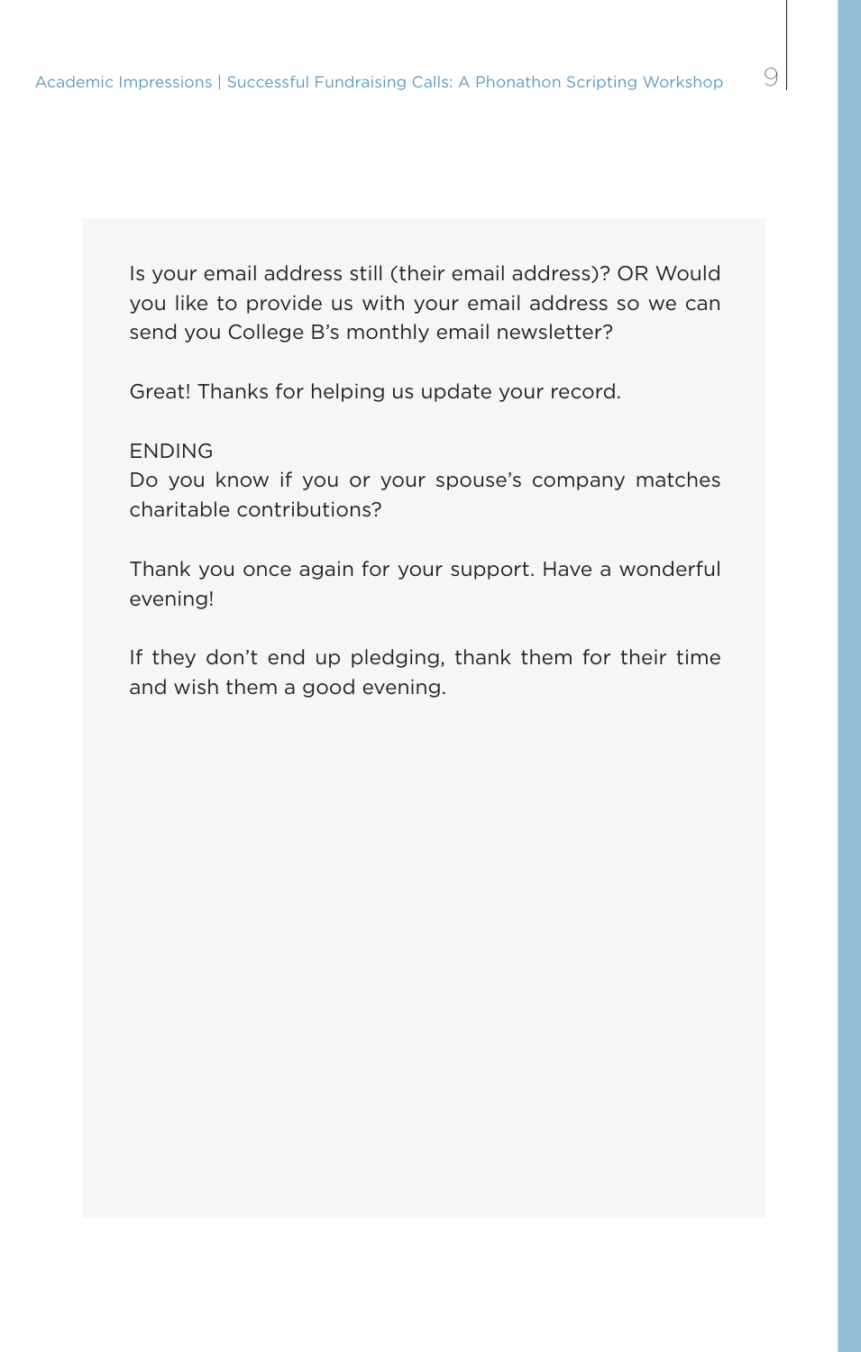Is your email address still (their email address)? OR Would you like to provide us with your email address so we can send you College B's monthly email newsletter?

Great! Thanks for helping us update your record.

ENDING

Do you know if you or your spouse's company matches charitable contributions?

Thank you once again for your support. Have a wonderful evening!

If they don't end up pledging, thank them for their time and wish them a good evening.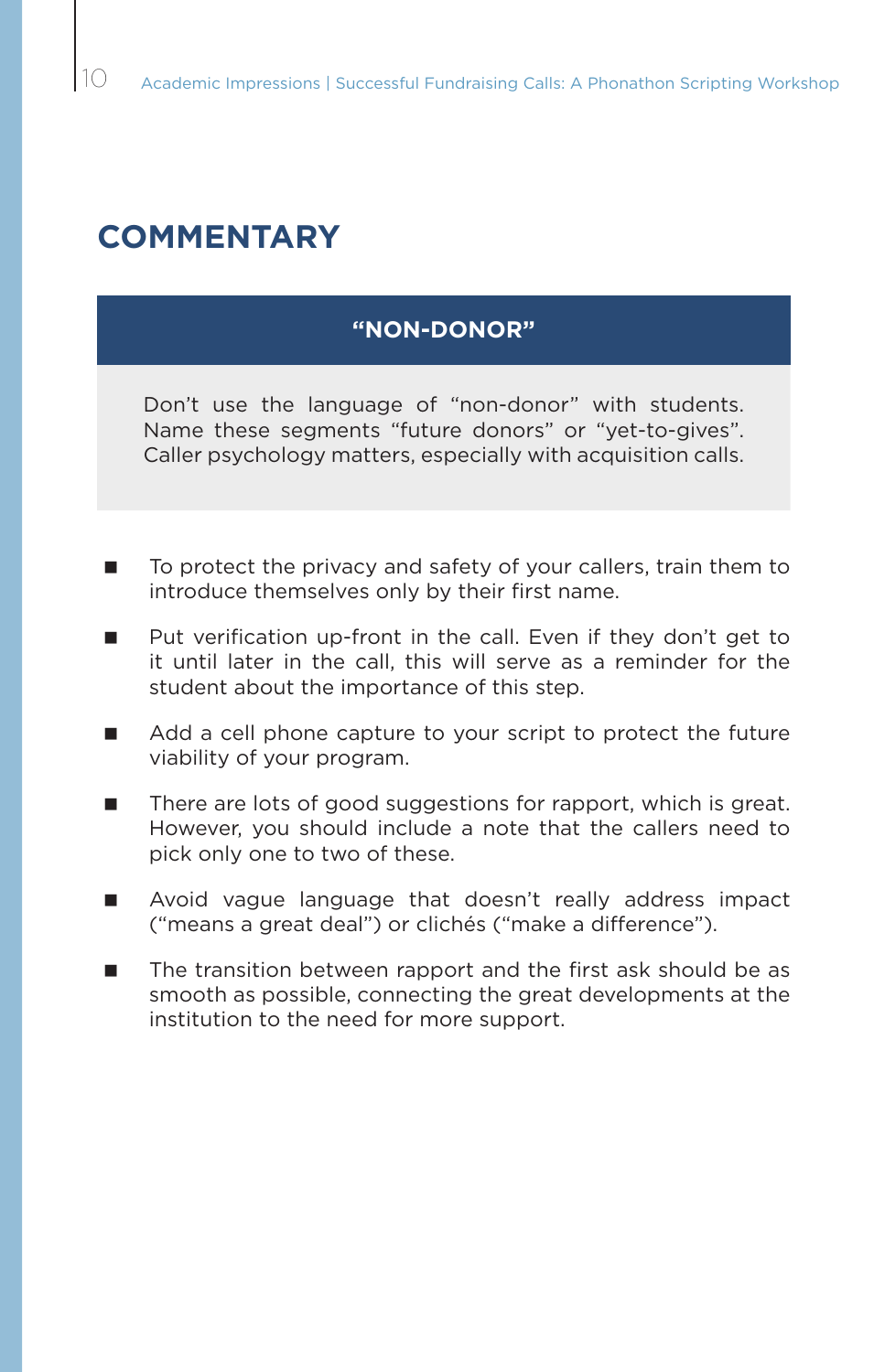# COMMENTARY

**"NON-DONOR"**

Don't use the language of "non-donor" with students. Name these segments "future donors" or "yet-to-gives". Caller psychology matters, especially with acquisition calls.

- To protect the privacy and safety of your callers, train them to introduce themselves only by their first name.
- Put verification up-front in the call. Even if they don't get to it until later in the call, this will serve as a reminder for the student about the importance of this step.
- Add a cell phone capture to your script to protect the future viability of your program.
- There are lots of good suggestions for rapport, which is great. However, you should include a note that the callers need to pick only one to two of these.
- Avoid vague language that doesn't really address impact ("means a great deal") or clichés ("make a difference").
- The transition between rapport and the first ask should be as smooth as possible, connecting the great developments at the institution to the need for more support.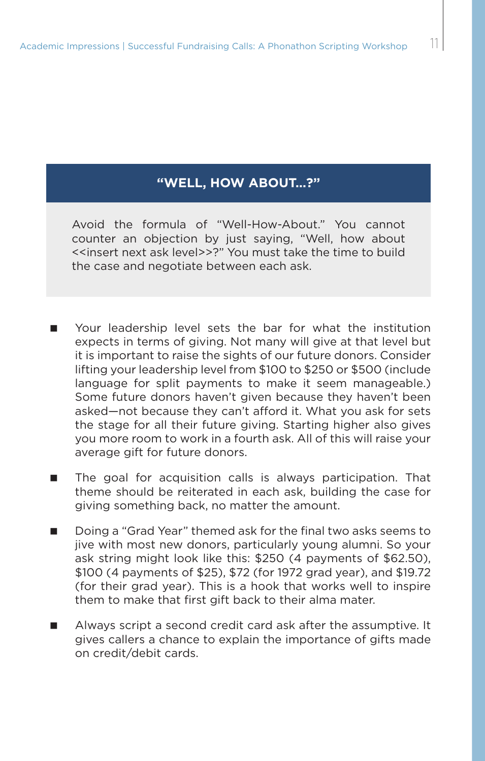## "WELL, HOW ABOUT...?"

Avoid the formula of "Well-How-About." You cannot counter an objection by just saying, "Well, how about <<insert next ask level>>?" You must take the time to build the case and negotiate between each ask.

- Your leadership level sets the bar for what the institution expects in terms of giving. Not many will give at that level but it is important to raise the sights of our future donors. Consider lifting your leadership level from $100 to $250 or $500 (include language for split payments to make it seem manageable.) Some future donors haven't given because they haven't been asked—not because they can't afford it. What you ask for sets the stage for all their future giving. Starting higher also gives you more room to work in a fourth ask. All of this will raise your average gift for future donors.
- The goal for acquisition calls is always participation. That theme should be reiterated in each ask, building the case for giving something back, no matter the amount.
- Doing a "Grad Year" themed ask for the final two asks seems to jive with most new donors, particularly young alumni. So your ask string might look like this: $250 (4 payments of $62.50), $100 (4 payments of $25), $72 (for 1972 grad year), and $19.72 (for their grad year). This is a hook that works well to inspire them to make that first gift back to their alma mater.
- Always script a second credit card ask after the assumptive. It gives callers a chance to explain the importance of gifts made on credit/debit cards.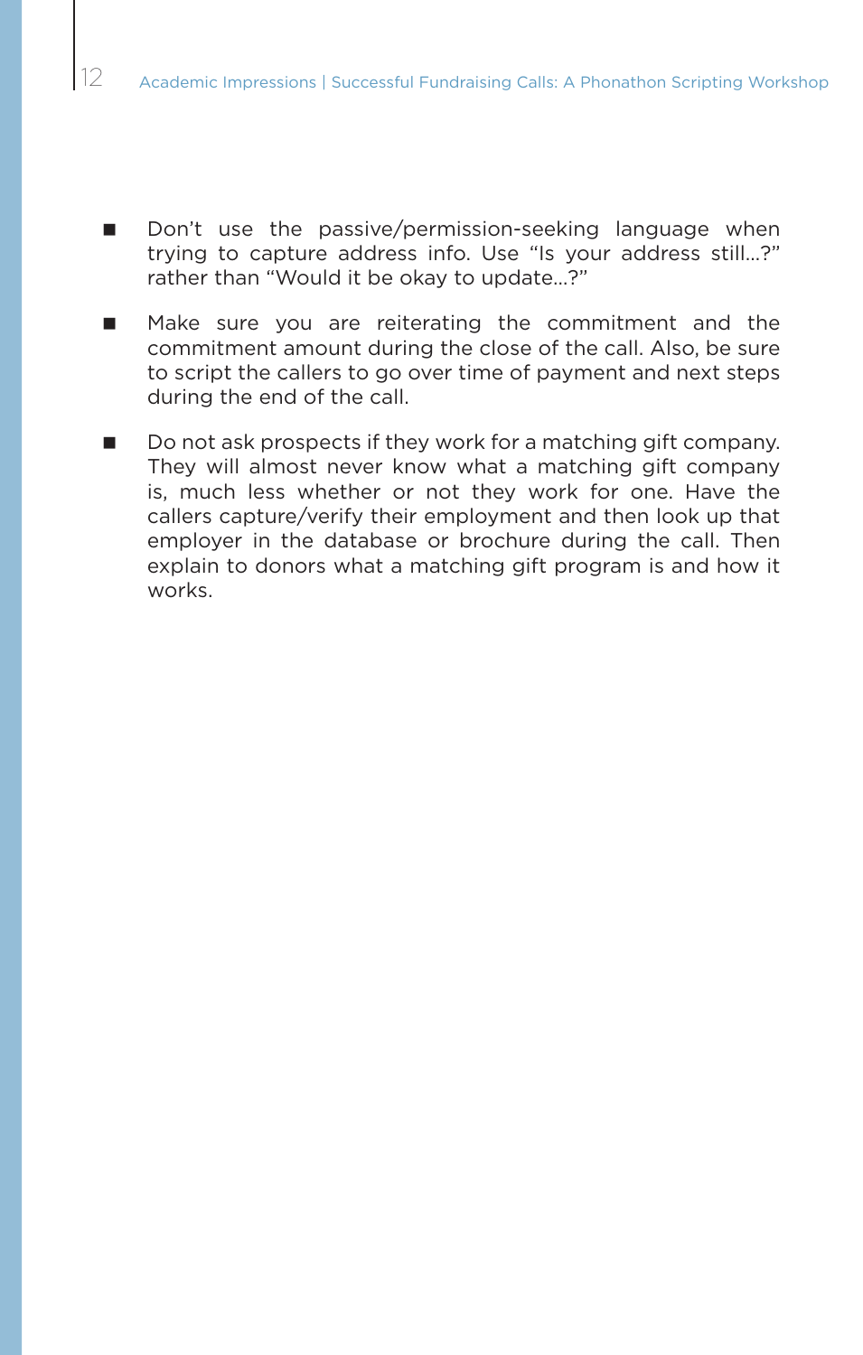- Don't use the passive/permission-seeking language when trying to capture address info. Use "Is your address still...?" rather than "Would it be okay to update...?"

- Make sure you are reiterating the commitment and the commitment amount during the close of the call. Also, be sure to script the callers to go over time of payment and next steps during the end of the call.

- Do not ask prospects if they work for a matching gift company. They will almost never know what a matching gift company is, much less whether or not they work for one. Have the callers capture/verify their employment and then look up that employer in the database or brochure during the call. Then explain to donors what a matching gift program is and how it works.